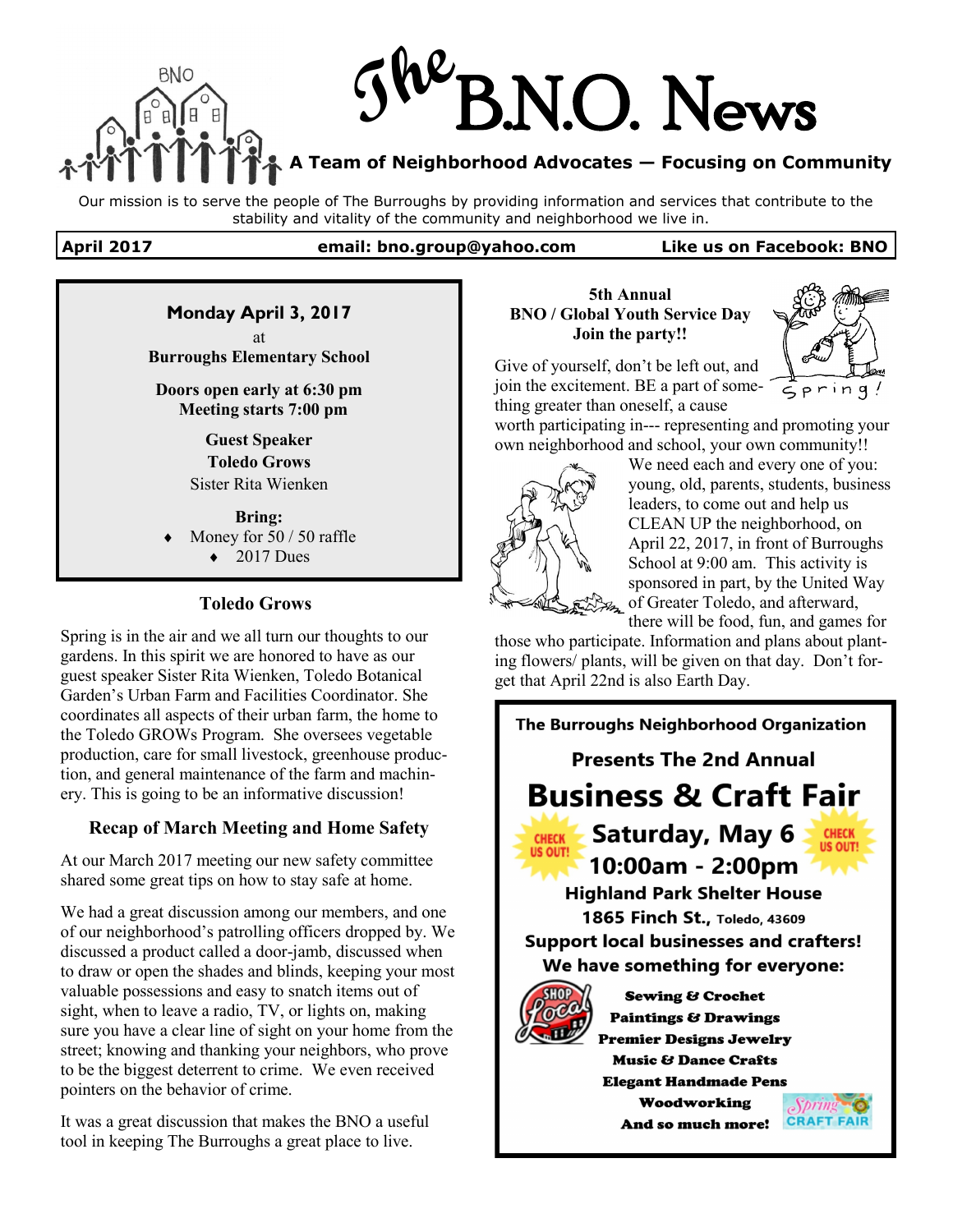# The B.N.O. News

**A Team of Neighborhood Advocates — Focusing on Community**

Our mission is to serve the people of The Burroughs by providing information and services that contribute to the stability and vitality of the community and neighborhood we live in.

**April 2017** | **email: bno.group@yahoo.com** | **Like us on Facebook: BNO**

**Monday April 3, 2017**
at
**Burroughs Elementary School**

**Doors open early at 6:30 pm**
**Meeting starts 7:00 pm**

**Guest Speaker**
**Toledo Grows**
Sister Rita Wienken

**Bring:**
- Money for 50 / 50 raffle
- 2017 Dues

### Toledo Grows

Spring is in the air and we all turn our thoughts to our gardens. In this spirit we are honored to have as our guest speaker Sister Rita Wienken, Toledo Botanical Garden's Urban Farm and Facilities Coordinator. She coordinates all aspects of their urban farm, the home to the Toledo GROWs Program. She oversees vegetable production, care for small livestock, greenhouse production, and general maintenance of the farm and machinery. This is going to be an informative discussion!

### Recap of March Meeting and Home Safety

At our March 2017 meeting our new safety committee shared some great tips on how to stay safe at home.

We had a great discussion among our members, and one of our neighborhood's patrolling officers dropped by. We discussed a product called a door-jamb, discussed when to draw or open the shades and blinds, keeping your most valuable possessions and easy to snatch items out of sight, when to leave a radio, TV, or lights on, making sure you have a clear line of sight on your home from the street; knowing and thanking your neighbors, who prove to be the biggest deterrent to crime. We even received pointers on the behavior of crime.

It was a great discussion that makes the BNO a useful tool in keeping The Burroughs a great place to live.

### 5th Annual BNO / Global Youth Service Day Join the party!!

Give of yourself, don't be left out, and join the excitement. BE a part of something greater than oneself, a cause worth participating in--- representing and promoting your own neighborhood and school, your own community!! We need each and every one of you: young, old, parents, students, business leaders, to come out and help us CLEAN UP the neighborhood, on April 22, 2017, in front of Burroughs School at 9:00 am. This activity is sponsored in part, by the United Way of Greater Toledo, and afterward, there will be food, fun, and games for those who participate. Information and plans about planting flowers/ plants, will be given on that day. Don't forget that April 22nd is also Earth Day.

**The Burroughs Neighborhood Organization**

**Presents The 2nd Annual**

## Business & Craft Fair

CHECK US OUT!

**Saturday, May 6**
**10:00am - 2:00pm**
**Highland Park Shelter House**
**1865 Finch St., Toledo, 43609**

**Support local businesses and crafters!**
**We have something for everyone:**

- Sewing & Crochet
- Paintings & Drawings
- Premier Designs Jewelry
- Music & Dance Crafts
- Elegant Handmade Pens
- Woodworking
- And so much more!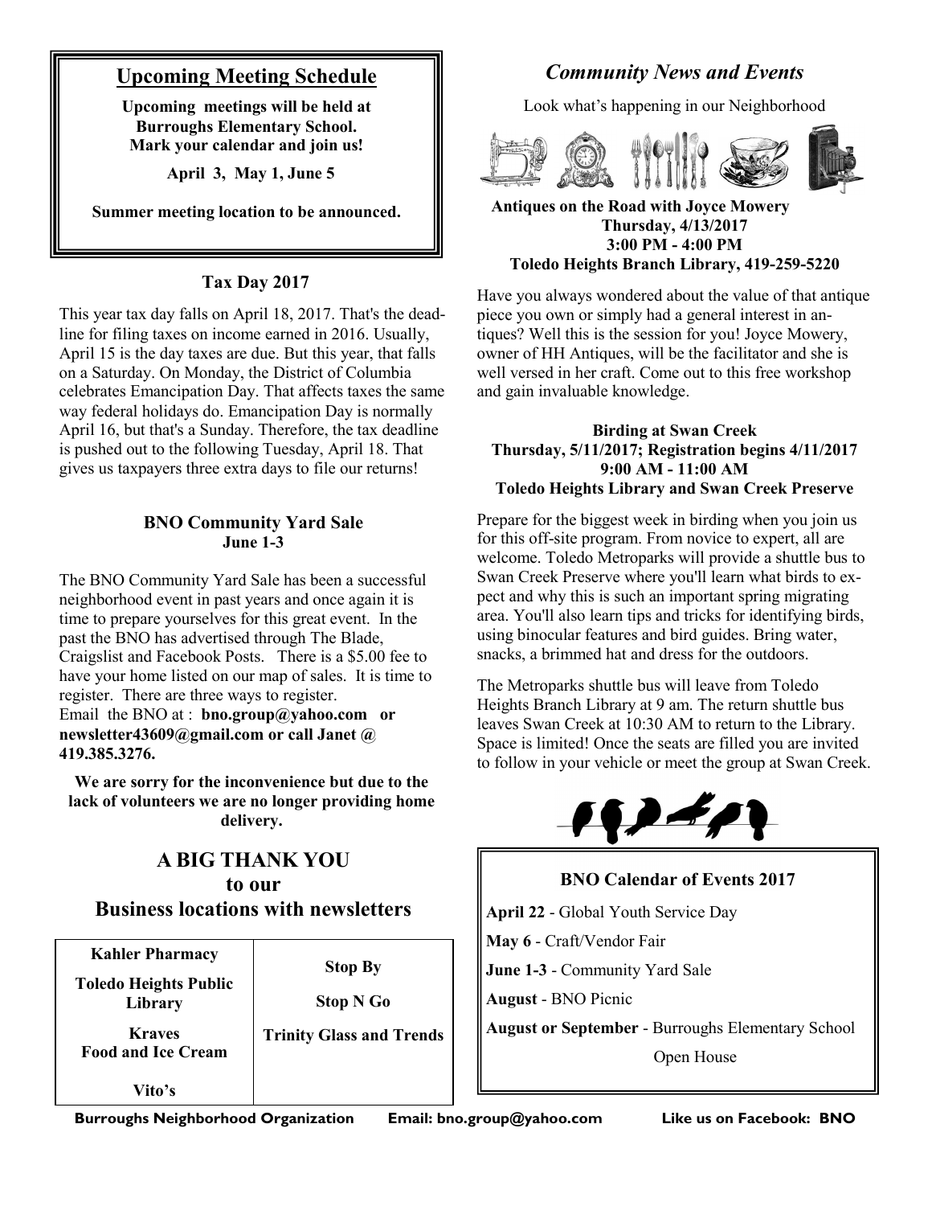## Upcoming Meeting Schedule

**Upcoming meetings will be held at Burroughs Elementary School. Mark your calendar and join us!**

**April 3, May 1, June 5**

**Summer meeting location to be announced.**

### Tax Day 2017

This year tax day falls on April 18, 2017. That's the deadline for filing taxes on income earned in 2016. Usually, April 15 is the day taxes are due. But this year, that falls on a Saturday. On Monday, the District of Columbia celebrates Emancipation Day. That affects taxes the same way federal holidays do. Emancipation Day is normally April 16, but that's a Sunday. Therefore, the tax deadline is pushed out to the following Tuesday, April 18. That gives us taxpayers three extra days to file our returns!

### BNO Community Yard Sale
**June 1-3**

The BNO Community Yard Sale has been a successful neighborhood event in past years and once again it is time to prepare yourselves for this great event. In the past the BNO has advertised through The Blade, Craigslist and Facebook Posts. There is a $5.00 fee to have your home listed on our map of sales. It is time to register. There are three ways to register. Email the BNO at : **bno.group@yahoo.com or newsletter43609@gmail.com or call Janet @ 419.385.3276.**

**We are sorry for the inconvenience but due to the lack of volunteers we are no longer providing home delivery.**

## A BIG THANK YOU to our Business locations with newsletters

| | |
|---|---|
| **Kahler Pharmacy** | **Stop By** |
| **Toledo Heights Public Library** | **Stop N Go** |
| **Kraves Food and Ice Cream** | **Trinity Glass and Trends** |
| **Vito's** | |

## *Community News and Events*

Look what's happening in our Neighborhood

**Antiques on the Road with Joyce Mowery**
**Thursday, 4/13/2017**
**3:00 PM - 4:00 PM**
**Toledo Heights Branch Library, 419-259-5220**

Have you always wondered about the value of that antique piece you own or simply had a general interest in antiques? Well this is the session for you! Joyce Mowery, owner of HH Antiques, will be the facilitator and she is well versed in her craft. Come out to this free workshop and gain invaluable knowledge.

**Birding at Swan Creek**
**Thursday, 5/11/2017; Registration begins 4/11/2017**
**9:00 AM - 11:00 AM**
**Toledo Heights Library and Swan Creek Preserve**

Prepare for the biggest week in birding when you join us for this off-site program. From novice to expert, all are welcome. Toledo Metroparks will provide a shuttle bus to Swan Creek Preserve where you'll learn what birds to expect and why this is such an important spring migrating area. You'll also learn tips and tricks for identifying birds, using binocular features and bird guides. Bring water, snacks, a brimmed hat and dress for the outdoors.

The Metroparks shuttle bus will leave from Toledo Heights Branch Library at 9 am. The return shuttle bus leaves Swan Creek at 10:30 AM to return to the Library. Space is limited! Once the seats are filled you are invited to follow in your vehicle or meet the group at Swan Creek.

### BNO Calendar of Events 2017

**April 22** - Global Youth Service Day

**May 6** - Craft/Vendor Fair

**June 1-3** - Community Yard Sale

**August** - BNO Picnic

**August or September** - Burroughs Elementary School Open House

**Burroughs Neighborhood Organization** **Email: bno.group@yahoo.com** **Like us on Facebook: BNO**